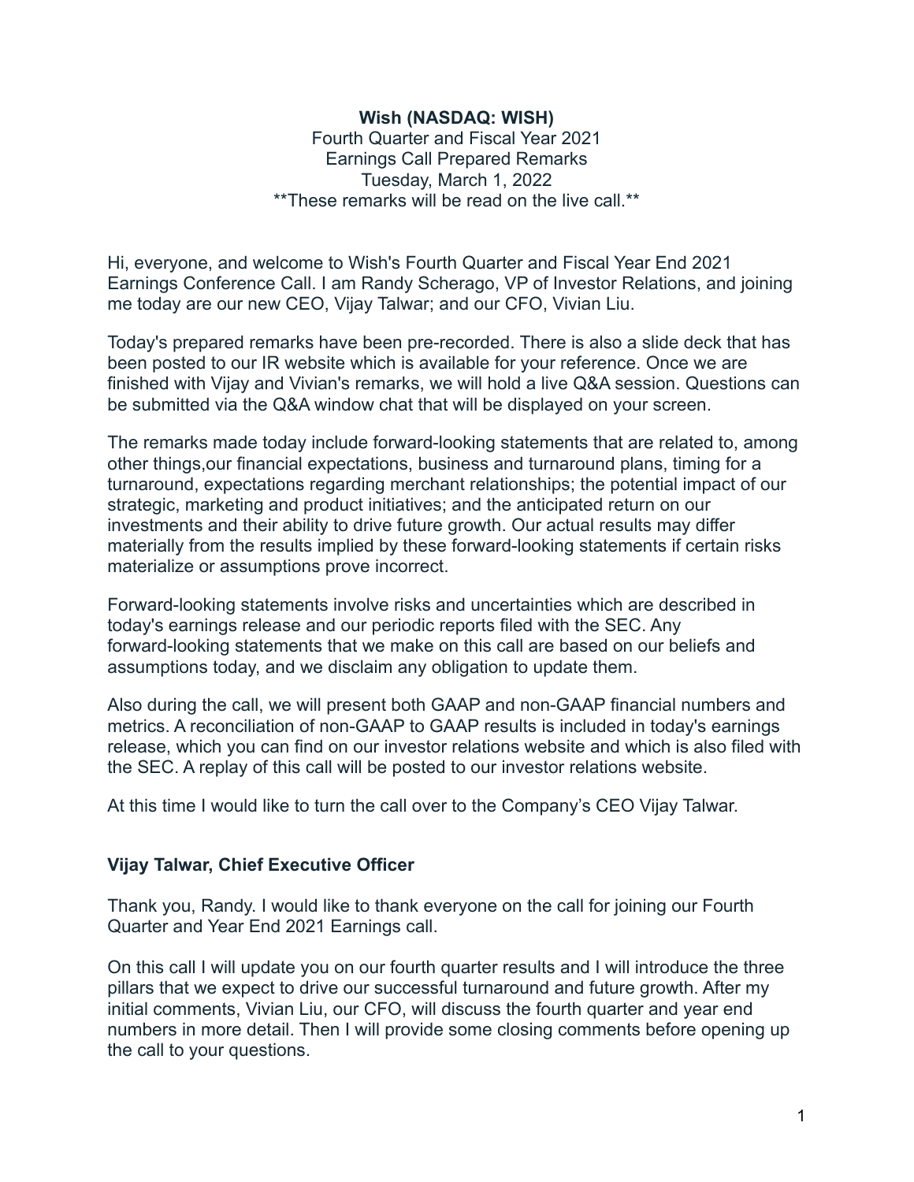**Wish (NASDAQ: WISH)**

Fourth Quarter and Fiscal Year 2021

Earnings Call Prepared Remarks

Tuesday, March 1, 2022

**These remarks will be read on the live call.**

Hi, everyone, and welcome to Wish's Fourth Quarter and Fiscal Year End 2021 Earnings Conference Call. I am Randy Scherago, VP of Investor Relations, and joining me today are our new CEO, Vijay Talwar; and our CFO, Vivian Liu.

Today's prepared remarks have been pre-recorded. There is also a slide deck that has been posted to our IR website which is available for your reference. Once we are finished with Vijay and Vivian's remarks, we will hold a live Q&A session. Questions can be submitted via the Q&A window chat that will be displayed on your screen.

The remarks made today include forward-looking statements that are related to, among other things,our financial expectations, business and turnaround plans, timing for a turnaround, expectations regarding merchant relationships; the potential impact of our strategic, marketing and product initiatives; and the anticipated return on our investments and their ability to drive future growth. Our actual results may differ materially from the results implied by these forward-looking statements if certain risks materialize or assumptions prove incorrect.

Forward-looking statements involve risks and uncertainties which are described in today's earnings release and our periodic reports filed with the SEC. Any forward-looking statements that we make on this call are based on our beliefs and assumptions today, and we disclaim any obligation to update them.

Also during the call, we will present both GAAP and non-GAAP financial numbers and metrics. A reconciliation of non-GAAP to GAAP results is included in today's earnings release, which you can find on our investor relations website and which is also filed with the SEC. A replay of this call will be posted to our investor relations website.

At this time I would like to turn the call over to the Company's CEO Vijay Talwar.

**Vijay Talwar, Chief Executive Officer**

Thank you, Randy. I would like to thank everyone on the call for joining our Fourth Quarter and Year End 2021 Earnings call.

On this call I will update you on our fourth quarter results and I will introduce the three pillars that we expect to drive our successful turnaround and future growth. After my initial comments, Vivian Liu, our CFO, will discuss the fourth quarter and year end numbers in more detail. Then I will provide some closing comments before opening up the call to your questions.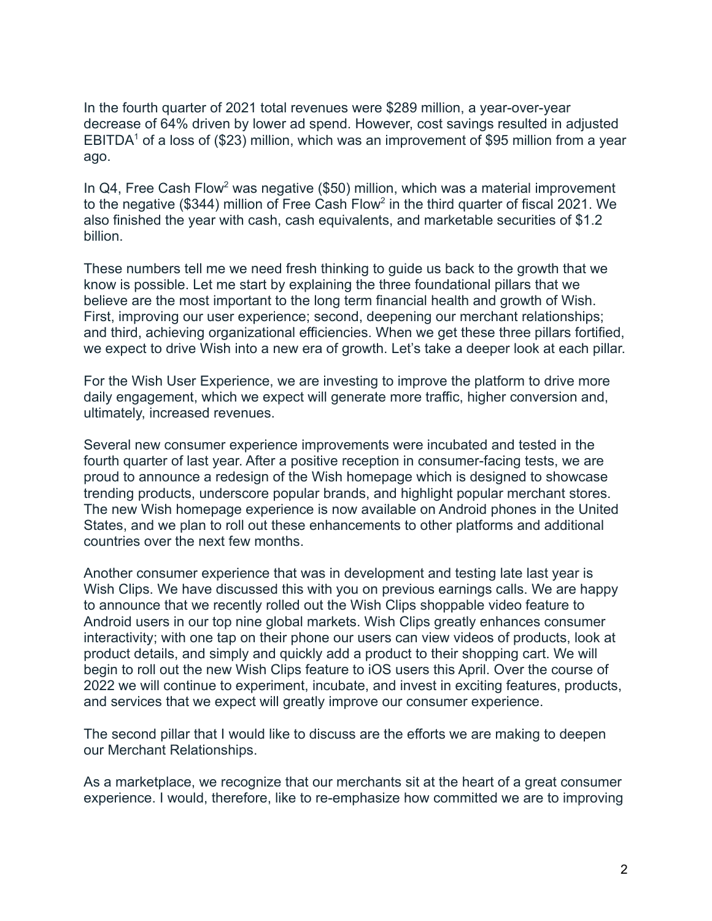In the fourth quarter of 2021 total revenues were $289 million, a year-over-year decrease of 64% driven by lower ad spend. However, cost savings resulted in adjusted EBITDA[1] of a loss of ($23) million, which was an improvement of $95 million from a year ago.

In Q4, Free Cash Flow[2] was negative ($50) million, which was a material improvement to the negative ($344) million of Free Cash Flow[2] in the third quarter of fiscal 2021. We also finished the year with cash, cash equivalents, and marketable securities of $1.2 billion.

These numbers tell me we need fresh thinking to guide us back to the growth that we know is possible. Let me start by explaining the three foundational pillars that we believe are the most important to the long term financial health and growth of Wish. First, improving our user experience; second, deepening our merchant relationships; and third, achieving organizational efficiencies. When we get these three pillars fortified, we expect to drive Wish into a new era of growth. Let's take a deeper look at each pillar.

For the Wish User Experience, we are investing to improve the platform to drive more daily engagement, which we expect will generate more traffic, higher conversion and, ultimately, increased revenues.

Several new consumer experience improvements were incubated and tested in the fourth quarter of last year. After a positive reception in consumer-facing tests, we are proud to announce a redesign of the Wish homepage which is designed to showcase trending products, underscore popular brands, and highlight popular merchant stores. The new Wish homepage experience is now available on Android phones in the United States, and we plan to roll out these enhancements to other platforms and additional countries over the next few months.

Another consumer experience that was in development and testing late last year is Wish Clips. We have discussed this with you on previous earnings calls. We are happy to announce that we recently rolled out the Wish Clips shoppable video feature to Android users in our top nine global markets. Wish Clips greatly enhances consumer interactivity; with one tap on their phone our users can view videos of products, look at product details, and simply and quickly add a product to their shopping cart. We will begin to roll out the new Wish Clips feature to iOS users this April. Over the course of 2022 we will continue to experiment, incubate, and invest in exciting features, products, and services that we expect will greatly improve our consumer experience.

The second pillar that I would like to discuss are the efforts we are making to deepen our Merchant Relationships.

As a marketplace, we recognize that our merchants sit at the heart of a great consumer experience. I would, therefore, like to re-emphasize how committed we are to improving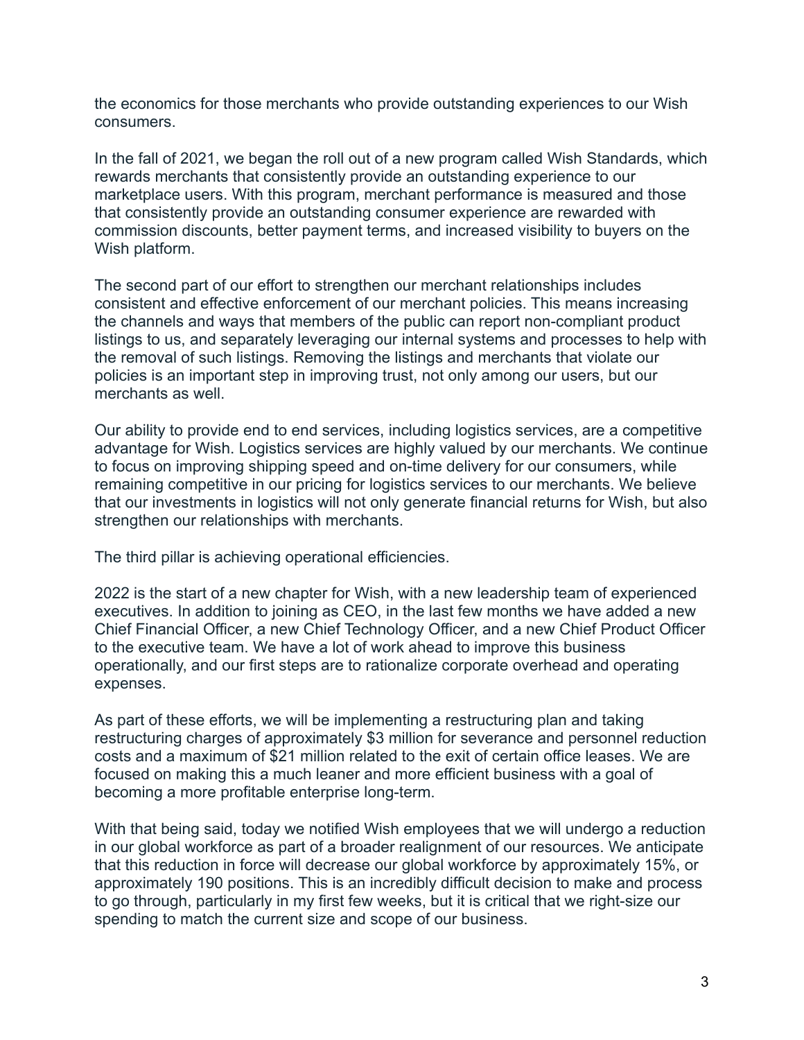the economics for those merchants who provide outstanding experiences to our Wish consumers.

In the fall of 2021, we began the roll out of a new program called Wish Standards, which rewards merchants that consistently provide an outstanding experience to our marketplace users. With this program, merchant performance is measured and those that consistently provide an outstanding consumer experience are rewarded with commission discounts, better payment terms, and increased visibility to buyers on the Wish platform.

The second part of our effort to strengthen our merchant relationships includes consistent and effective enforcement of our merchant policies. This means increasing the channels and ways that members of the public can report non-compliant product listings to us, and separately leveraging our internal systems and processes to help with the removal of such listings. Removing the listings and merchants that violate our policies is an important step in improving trust, not only among our users, but our merchants as well.

Our ability to provide end to end services, including logistics services, are a competitive advantage for Wish. Logistics services are highly valued by our merchants. We continue to focus on improving shipping speed and on-time delivery for our consumers, while remaining competitive in our pricing for logistics services to our merchants. We believe that our investments in logistics will not only generate financial returns for Wish, but also strengthen our relationships with merchants.

The third pillar is achieving operational efficiencies.

2022 is the start of a new chapter for Wish, with a new leadership team of experienced executives. In addition to joining as CEO, in the last few months we have added a new Chief Financial Officer, a new Chief Technology Officer, and a new Chief Product Officer to the executive team. We have a lot of work ahead to improve this business operationally, and our first steps are to rationalize corporate overhead and operating expenses.

As part of these efforts, we will be implementing a restructuring plan and taking restructuring charges of approximately $3 million for severance and personnel reduction costs and a maximum of $21 million related to the exit of certain office leases. We are focused on making this a much leaner and more efficient business with a goal of becoming a more profitable enterprise long-term.

With that being said, today we notified Wish employees that we will undergo a reduction in our global workforce as part of a broader realignment of our resources. We anticipate that this reduction in force will decrease our global workforce by approximately 15%, or approximately 190 positions. This is an incredibly difficult decision to make and process to go through, particularly in my first few weeks, but it is critical that we right-size our spending to match the current size and scope of our business.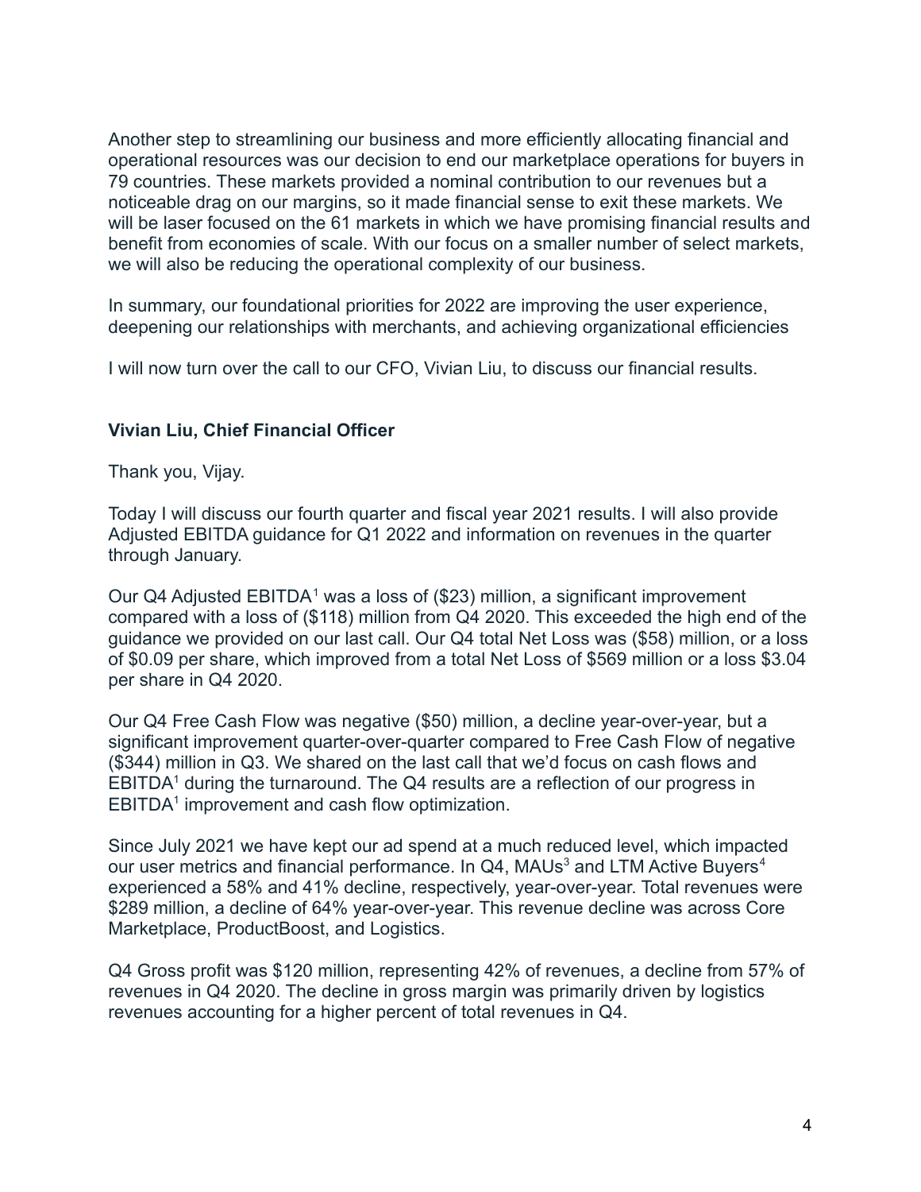Another step to streamlining our business and more efficiently allocating financial and operational resources was our decision to end our marketplace operations for buyers in 79 countries. These markets provided a nominal contribution to our revenues but a noticeable drag on our margins, so it made financial sense to exit these markets. We will be laser focused on the 61 markets in which we have promising financial results and benefit from economies of scale. With our focus on a smaller number of select markets, we will also be reducing the operational complexity of our business.

In summary, our foundational priorities for 2022 are improving the user experience, deepening our relationships with merchants, and achieving organizational efficiencies

I will now turn over the call to our CFO, Vivian Liu, to discuss our financial results.

**Vivian Liu, Chief Financial Officer**

Thank you, Vijay.

Today I will discuss our fourth quarter and fiscal year 2021 results. I will also provide Adjusted EBITDA guidance for Q1 2022 and information on revenues in the quarter through January.

Our Q4 Adjusted EBITDA[1] was a loss of ($23) million, a significant improvement compared with a loss of ($118) million from Q4 2020. This exceeded the high end of the guidance we provided on our last call. Our Q4 total Net Loss was ($58) million, or a loss of $0.09 per share, which improved from a total Net Loss of $569 million or a loss $3.04 per share in Q4 2020.

Our Q4 Free Cash Flow was negative ($50) million, a decline year-over-year, but a significant improvement quarter-over-quarter compared to Free Cash Flow of negative ($344) million in Q3. We shared on the last call that we'd focus on cash flows and EBITDA[1] during the turnaround. The Q4 results are a reflection of our progress in EBITDA[1] improvement and cash flow optimization.

Since July 2021 we have kept our ad spend at a much reduced level, which impacted our user metrics and financial performance. In Q4, MAUs[3] and LTM Active Buyers[4] experienced a 58% and 41% decline, respectively, year-over-year. Total revenues were $289 million, a decline of 64% year-over-year. This revenue decline was across Core Marketplace, ProductBoost, and Logistics.

Q4 Gross profit was $120 million, representing 42% of revenues, a decline from 57% of revenues in Q4 2020. The decline in gross margin was primarily driven by logistics revenues accounting for a higher percent of total revenues in Q4.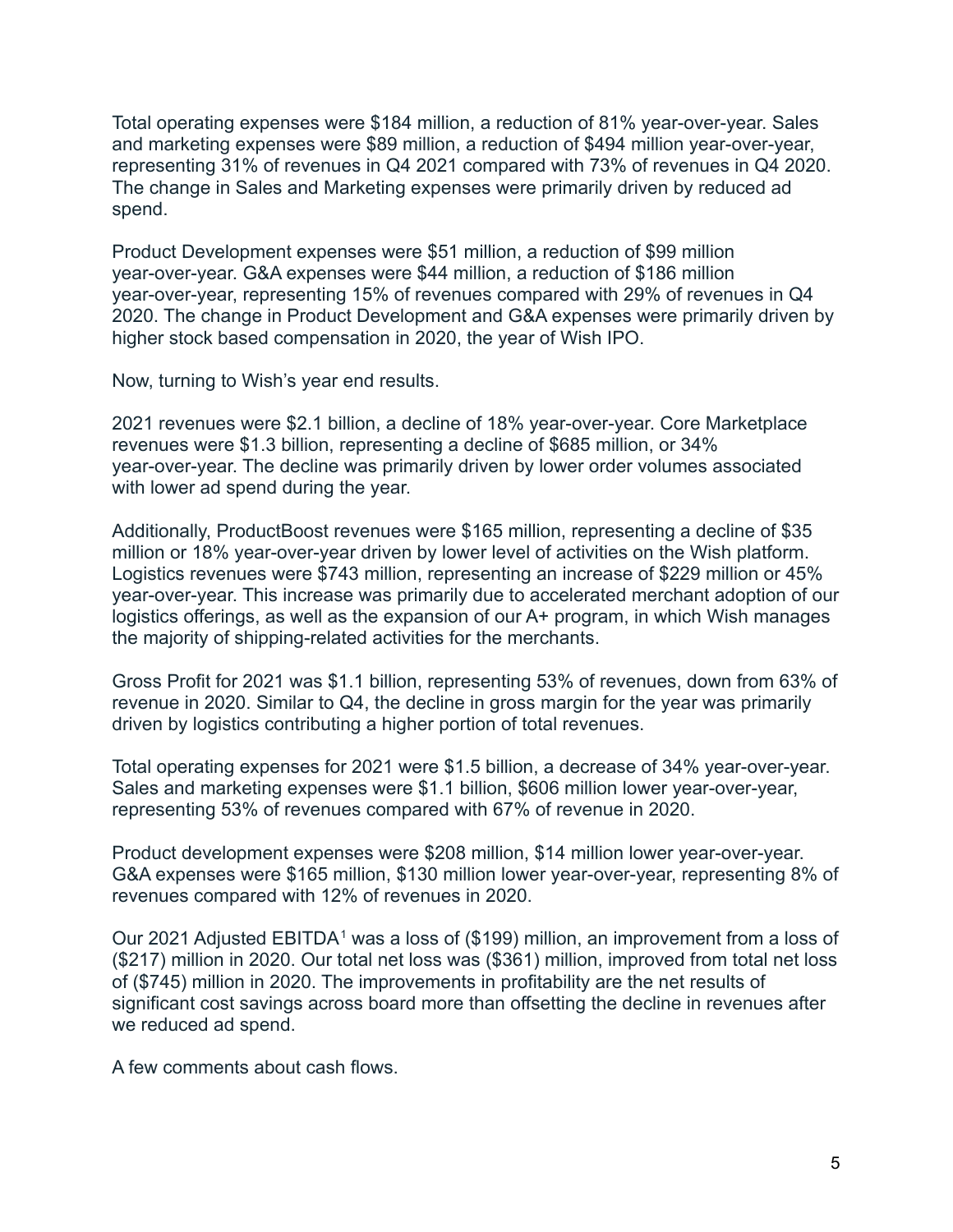Total operating expenses were $184 million, a reduction of 81% year-over-year. Sales and marketing expenses were $89 million, a reduction of $494 million year-over-year, representing 31% of revenues in Q4 2021 compared with 73% of revenues in Q4 2020. The change in Sales and Marketing expenses were primarily driven by reduced ad spend.

Product Development expenses were $51 million, a reduction of $99 million year-over-year. G&A expenses were $44 million, a reduction of $186 million year-over-year, representing 15% of revenues compared with 29% of revenues in Q4 2020. The change in Product Development and G&A expenses were primarily driven by higher stock based compensation in 2020, the year of Wish IPO.

Now, turning to Wish's year end results.

2021 revenues were $2.1 billion, a decline of 18% year-over-year. Core Marketplace revenues were $1.3 billion, representing a decline of $685 million, or 34% year-over-year. The decline was primarily driven by lower order volumes associated with lower ad spend during the year.

Additionally, ProductBoost revenues were $165 million, representing a decline of $35 million or 18% year-over-year driven by lower level of activities on the Wish platform. Logistics revenues were $743 million, representing an increase of $229 million or 45% year-over-year. This increase was primarily due to accelerated merchant adoption of our logistics offerings, as well as the expansion of our A+ program, in which Wish manages the majority of shipping-related activities for the merchants.

Gross Profit for 2021 was $1.1 billion, representing 53% of revenues, down from 63% of revenue in 2020. Similar to Q4, the decline in gross margin for the year was primarily driven by logistics contributing a higher portion of total revenues.

Total operating expenses for 2021 were $1.5 billion, a decrease of 34% year-over-year. Sales and marketing expenses were $1.1 billion, $606 million lower year-over-year, representing 53% of revenues compared with 67% of revenue in 2020.

Product development expenses were $208 million, $14 million lower year-over-year. G&A expenses were $165 million, $130 million lower year-over-year, representing 8% of revenues compared with 12% of revenues in 2020.

Our 2021 Adjusted EBITDA[1] was a loss of ($199) million, an improvement from a loss of ($217) million in 2020. Our total net loss was ($361) million, improved from total net loss of ($745) million in 2020. The improvements in profitability are the net results of significant cost savings across board more than offsetting the decline in revenues after we reduced ad spend.

A few comments about cash flows.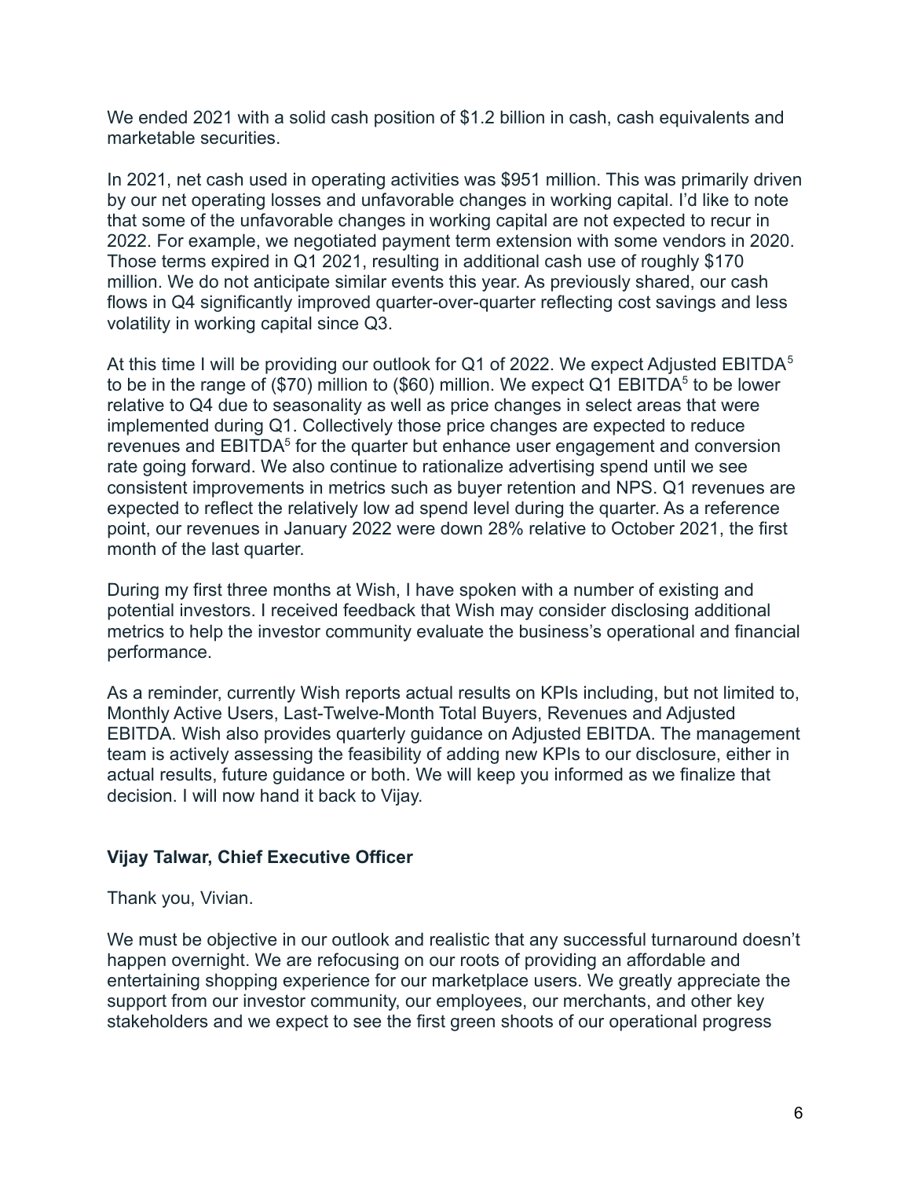We ended 2021 with a solid cash position of $1.2 billion in cash, cash equivalents and marketable securities.

In 2021, net cash used in operating activities was $951 million. This was primarily driven by our net operating losses and unfavorable changes in working capital. I'd like to note that some of the unfavorable changes in working capital are not expected to recur in 2022. For example, we negotiated payment term extension with some vendors in 2020. Those terms expired in Q1 2021, resulting in additional cash use of roughly $170 million. We do not anticipate similar events this year. As previously shared, our cash flows in Q4 significantly improved quarter-over-quarter reflecting cost savings and less volatility in working capital since Q3.

At this time I will be providing our outlook for Q1 of 2022. We expect Adjusted EBITDA[5] to be in the range of ($70) million to ($60) million. We expect Q1 EBITDA[5] to be lower relative to Q4 due to seasonality as well as price changes in select areas that were implemented during Q1. Collectively those price changes are expected to reduce revenues and EBITDA[5] for the quarter but enhance user engagement and conversion rate going forward. We also continue to rationalize advertising spend until we see consistent improvements in metrics such as buyer retention and NPS. Q1 revenues are expected to reflect the relatively low ad spend level during the quarter. As a reference point, our revenues in January 2022 were down 28% relative to October 2021, the first month of the last quarter.

During my first three months at Wish, I have spoken with a number of existing and potential investors. I received feedback that Wish may consider disclosing additional metrics to help the investor community evaluate the business's operational and financial performance.

As a reminder, currently Wish reports actual results on KPIs including, but not limited to, Monthly Active Users, Last-Twelve-Month Total Buyers, Revenues and Adjusted EBITDA. Wish also provides quarterly guidance on Adjusted EBITDA. The management team is actively assessing the feasibility of adding new KPIs to our disclosure, either in actual results, future guidance or both. We will keep you informed as we finalize that decision. I will now hand it back to Vijay.

**Vijay Talwar, Chief Executive Officer**

Thank you, Vivian.

We must be objective in our outlook and realistic that any successful turnaround doesn't happen overnight. We are refocusing on our roots of providing an affordable and entertaining shopping experience for our marketplace users. We greatly appreciate the support from our investor community, our employees, our merchants, and other key stakeholders and we expect to see the first green shoots of our operational progress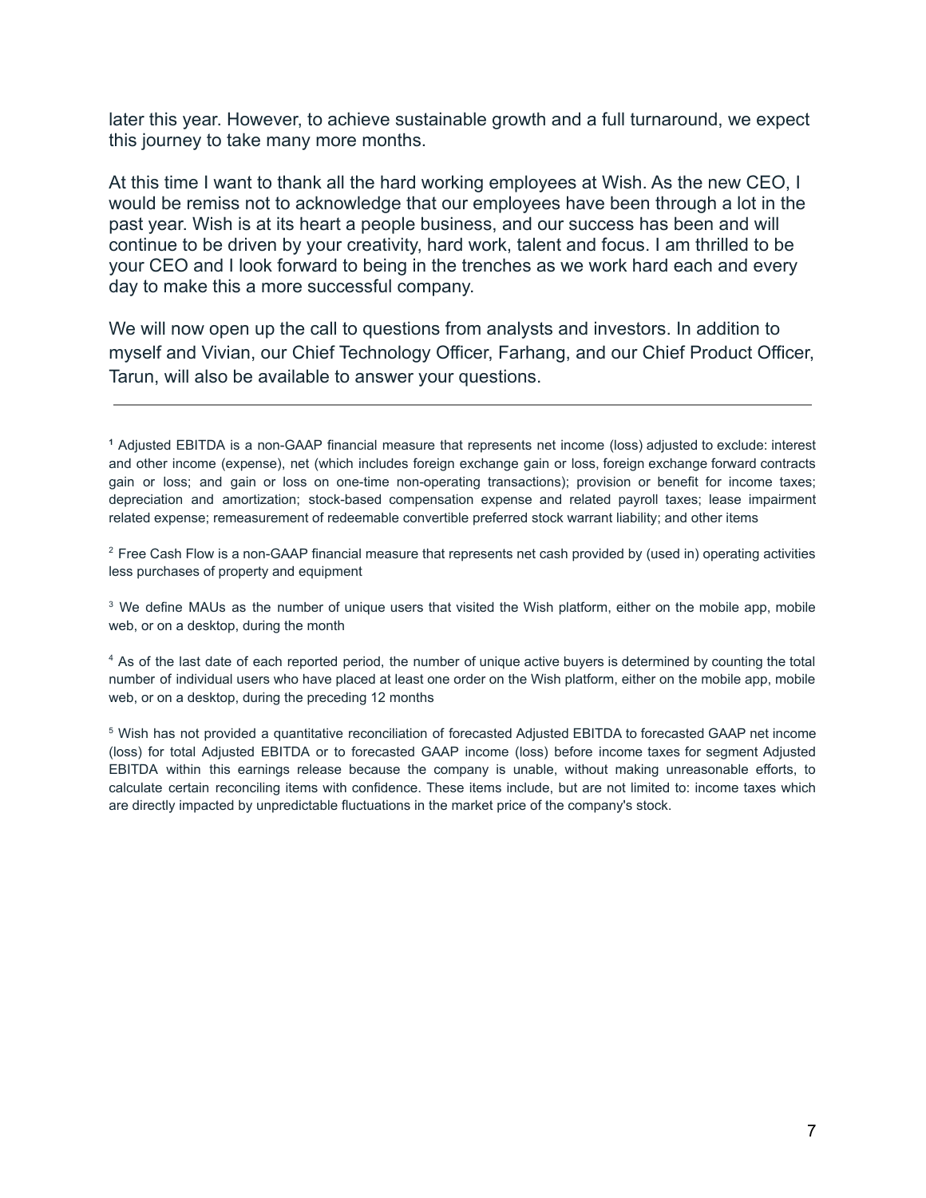later this year. However, to achieve sustainable growth and a full turnaround, we expect this journey to take many more months.

At this time I want to thank all the hard working employees at Wish. As the new CEO, I would be remiss not to acknowledge that our employees have been through a lot in the past year. Wish is at its heart a people business, and our success has been and will continue to be driven by your creativity, hard work, talent and focus. I am thrilled to be your CEO and I look forward to being in the trenches as we work hard each and every day to make this a more successful company.

We will now open up the call to questions from analysts and investors. In addition to myself and Vivian, our Chief Technology Officer, Farhang, and our Chief Product Officer, Tarun, will also be available to answer your questions.

---

[1] Adjusted EBITDA is a non-GAAP financial measure that represents net income (loss) adjusted to exclude: interest and other income (expense), net (which includes foreign exchange gain or loss, foreign exchange forward contracts gain or loss; and gain or loss on one-time non-operating transactions); provision or benefit for income taxes; depreciation and amortization; stock-based compensation expense and related payroll taxes; lease impairment related expense; remeasurement of redeemable convertible preferred stock warrant liability; and other items

[2] Free Cash Flow is a non-GAAP financial measure that represents net cash provided by (used in) operating activities less purchases of property and equipment

[3] We define MAUs as the number of unique users that visited the Wish platform, either on the mobile app, mobile web, or on a desktop, during the month

[4] As of the last date of each reported period, the number of unique active buyers is determined by counting the total number of individual users who have placed at least one order on the Wish platform, either on the mobile app, mobile web, or on a desktop, during the preceding 12 months

[5] Wish has not provided a quantitative reconciliation of forecasted Adjusted EBITDA to forecasted GAAP net income (loss) for total Adjusted EBITDA or to forecasted GAAP income (loss) before income taxes for segment Adjusted EBITDA within this earnings release because the company is unable, without making unreasonable efforts, to calculate certain reconciling items with confidence. These items include, but are not limited to: income taxes which are directly impacted by unpredictable fluctuations in the market price of the company's stock.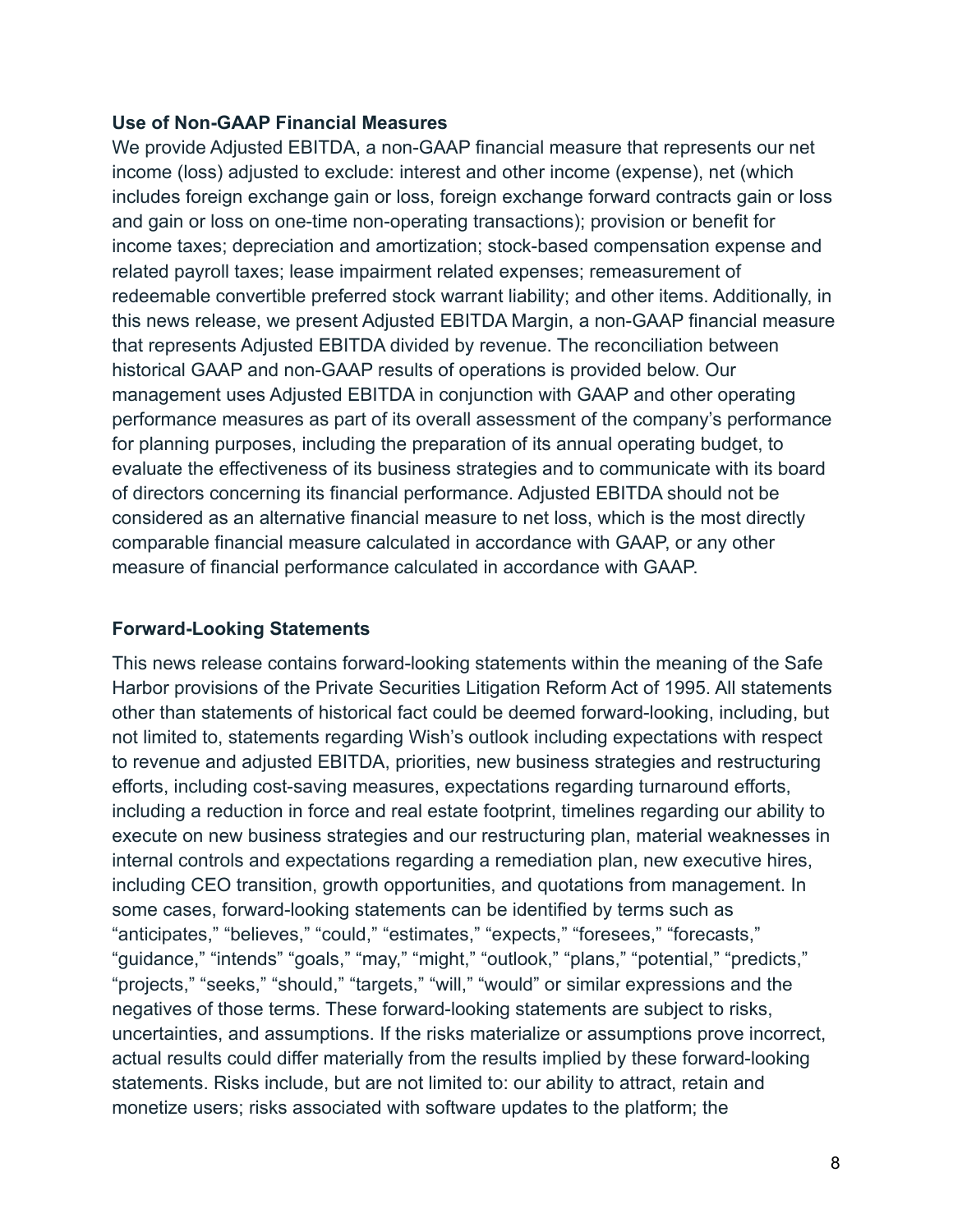**Use of Non-GAAP Financial Measures**

We provide Adjusted EBITDA, a non-GAAP financial measure that represents our net income (loss) adjusted to exclude: interest and other income (expense), net (which includes foreign exchange gain or loss, foreign exchange forward contracts gain or loss and gain or loss on one-time non-operating transactions); provision or benefit for income taxes; depreciation and amortization; stock-based compensation expense and related payroll taxes; lease impairment related expenses; remeasurement of redeemable convertible preferred stock warrant liability; and other items. Additionally, in this news release, we present Adjusted EBITDA Margin, a non-GAAP financial measure that represents Adjusted EBITDA divided by revenue. The reconciliation between historical GAAP and non-GAAP results of operations is provided below. Our management uses Adjusted EBITDA in conjunction with GAAP and other operating performance measures as part of its overall assessment of the company's performance for planning purposes, including the preparation of its annual operating budget, to evaluate the effectiveness of its business strategies and to communicate with its board of directors concerning its financial performance. Adjusted EBITDA should not be considered as an alternative financial measure to net loss, which is the most directly comparable financial measure calculated in accordance with GAAP, or any other measure of financial performance calculated in accordance with GAAP.

**Forward-Looking Statements**

This news release contains forward-looking statements within the meaning of the Safe Harbor provisions of the Private Securities Litigation Reform Act of 1995. All statements other than statements of historical fact could be deemed forward-looking, including, but not limited to, statements regarding Wish's outlook including expectations with respect to revenue and adjusted EBITDA, priorities, new business strategies and restructuring efforts, including cost-saving measures, expectations regarding turnaround efforts, including a reduction in force and real estate footprint, timelines regarding our ability to execute on new business strategies and our restructuring plan, material weaknesses in internal controls and expectations regarding a remediation plan, new executive hires, including CEO transition, growth opportunities, and quotations from management. In some cases, forward-looking statements can be identified by terms such as "anticipates," "believes," "could," "estimates," "expects," "foresees," "forecasts," "guidance," "intends" "goals," "may," "might," "outlook," "plans," "potential," "predicts," "projects," "seeks," "should," "targets," "will," "would" or similar expressions and the negatives of those terms. These forward-looking statements are subject to risks, uncertainties, and assumptions. If the risks materialize or assumptions prove incorrect, actual results could differ materially from the results implied by these forward-looking statements. Risks include, but are not limited to: our ability to attract, retain and monetize users; risks associated with software updates to the platform; the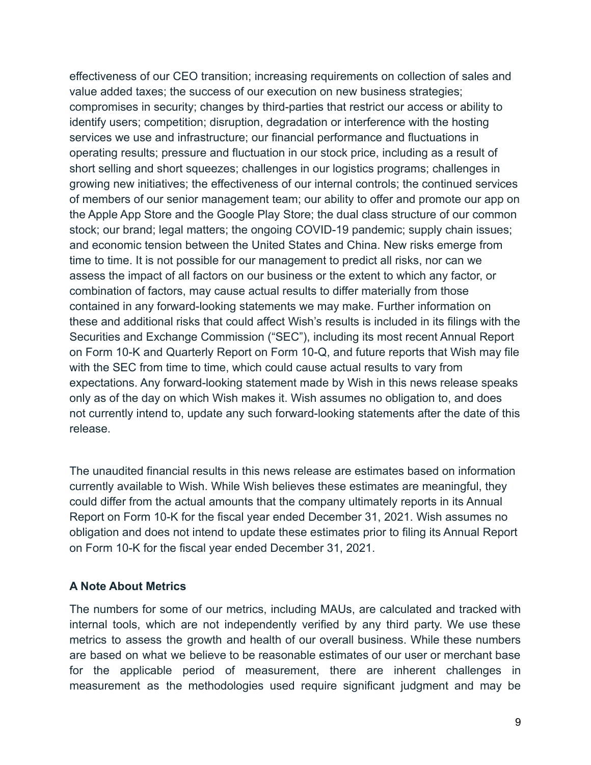effectiveness of our CEO transition; increasing requirements on collection of sales and value added taxes; the success of our execution on new business strategies; compromises in security; changes by third-parties that restrict our access or ability to identify users; competition; disruption, degradation or interference with the hosting services we use and infrastructure; our financial performance and fluctuations in operating results; pressure and fluctuation in our stock price, including as a result of short selling and short squeezes; challenges in our logistics programs; challenges in growing new initiatives; the effectiveness of our internal controls; the continued services of members of our senior management team; our ability to offer and promote our app on the Apple App Store and the Google Play Store; the dual class structure of our common stock; our brand; legal matters; the ongoing COVID-19 pandemic; supply chain issues; and economic tension between the United States and China. New risks emerge from time to time. It is not possible for our management to predict all risks, nor can we assess the impact of all factors on our business or the extent to which any factor, or combination of factors, may cause actual results to differ materially from those contained in any forward-looking statements we may make. Further information on these and additional risks that could affect Wish's results is included in its filings with the Securities and Exchange Commission ("SEC"), including its most recent Annual Report on Form 10-K and Quarterly Report on Form 10-Q, and future reports that Wish may file with the SEC from time to time, which could cause actual results to vary from expectations. Any forward-looking statement made by Wish in this news release speaks only as of the day on which Wish makes it. Wish assumes no obligation to, and does not currently intend to, update any such forward-looking statements after the date of this release.

The unaudited financial results in this news release are estimates based on information currently available to Wish. While Wish believes these estimates are meaningful, they could differ from the actual amounts that the company ultimately reports in its Annual Report on Form 10-K for the fiscal year ended December 31, 2021. Wish assumes no obligation and does not intend to update these estimates prior to filing its Annual Report on Form 10-K for the fiscal year ended December 31, 2021.

**A Note About Metrics**

The numbers for some of our metrics, including MAUs, are calculated and tracked with internal tools, which are not independently verified by any third party. We use these metrics to assess the growth and health of our overall business. While these numbers are based on what we believe to be reasonable estimates of our user or merchant base for the applicable period of measurement, there are inherent challenges in measurement as the methodologies used require significant judgment and may be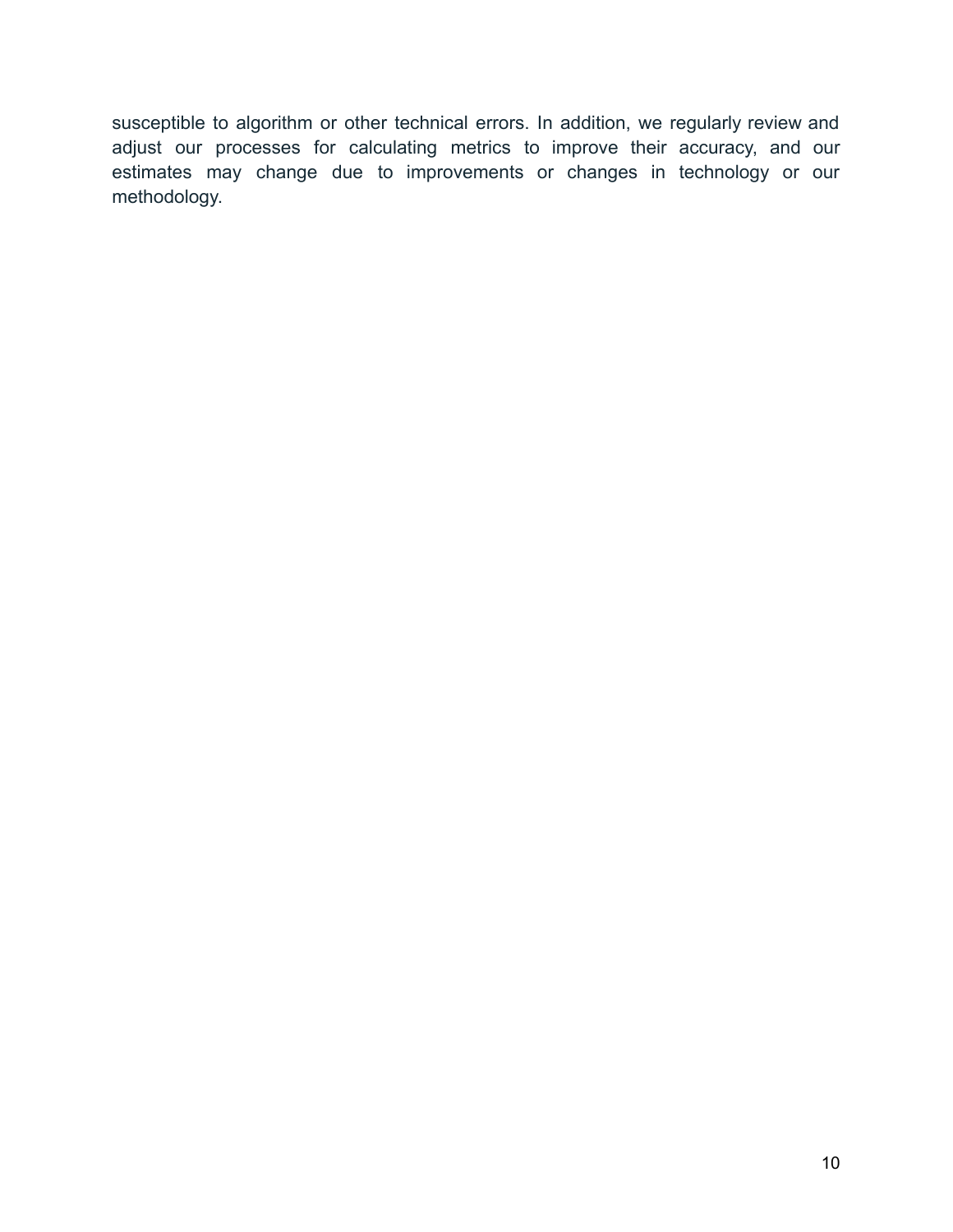susceptible to algorithm or other technical errors. In addition, we regularly review and adjust our processes for calculating metrics to improve their accuracy, and our estimates may change due to improvements or changes in technology or our methodology.